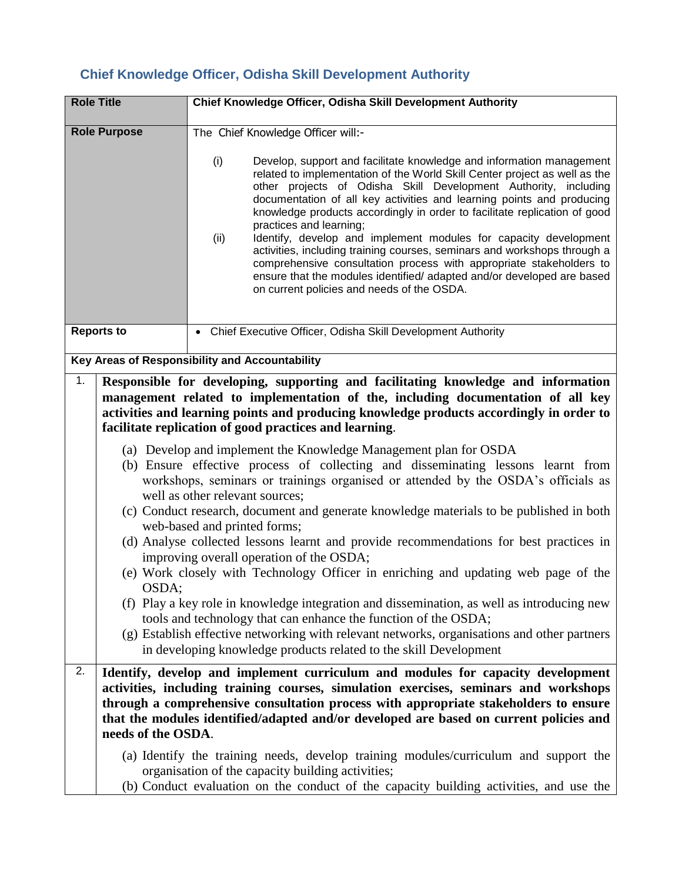## Chief Knowledge Officer, Odisha Skill Development Authority

| **Role Title** | **Chief Knowledge Officer, Odisha Skill Development Authority** |
|---|---|
| **Role Purpose** | The Chief Knowledge Officer will:-<br><br>(i) Develop, support and facilitate knowledge and information management related to implementation of the World Skill Center project as well as the other projects of Odisha Skill Development Authority, including documentation of all key activities and learning points and producing knowledge products accordingly in order to facilitate replication of good practices and learning;<br>(ii) Identify, develop and implement modules for capacity development activities, including training courses, seminars and workshops through a comprehensive consultation process with appropriate stakeholders to ensure that the modules identified/ adapted and/or developed are based on current policies and needs of the OSDA. |
| **Reports to** | • Chief Executive Officer, Odisha Skill Development Authority |

**Key Areas of Responsibility and Accountability**

1. **Responsible for developing, supporting and facilitating knowledge and information management related to implementation of the, including documentation of all key activities and learning points and producing knowledge products accordingly in order to facilitate replication of good practices and learning**.

   (a) Develop and implement the Knowledge Management plan for OSDA
   (b) Ensure effective process of collecting and disseminating lessons learnt from workshops, seminars or trainings organised or attended by the OSDA's officials as well as other relevant sources;
   (c) Conduct research, document and generate knowledge materials to be published in both web-based and printed forms;
   (d) Analyse collected lessons learnt and provide recommendations for best practices in improving overall operation of the OSDA;
   (e) Work closely with Technology Officer in enriching and updating web page of the OSDA;
   (f) Play a key role in knowledge integration and dissemination, as well as introducing new tools and technology that can enhance the function of the OSDA;
   (g) Establish effective networking with relevant networks, organisations and other partners in developing knowledge products related to the skill Development

2. **Identify, develop and implement curriculum and modules for capacity development activities, including training courses, simulation exercises, seminars and workshops through a comprehensive consultation process with appropriate stakeholders to ensure that the modules identified/adapted and/or developed are based on current policies and needs of the OSDA**.

   (a) Identify the training needs, develop training modules/curriculum and support the organisation of the capacity building activities;
   (b) Conduct evaluation on the conduct of the capacity building activities, and use the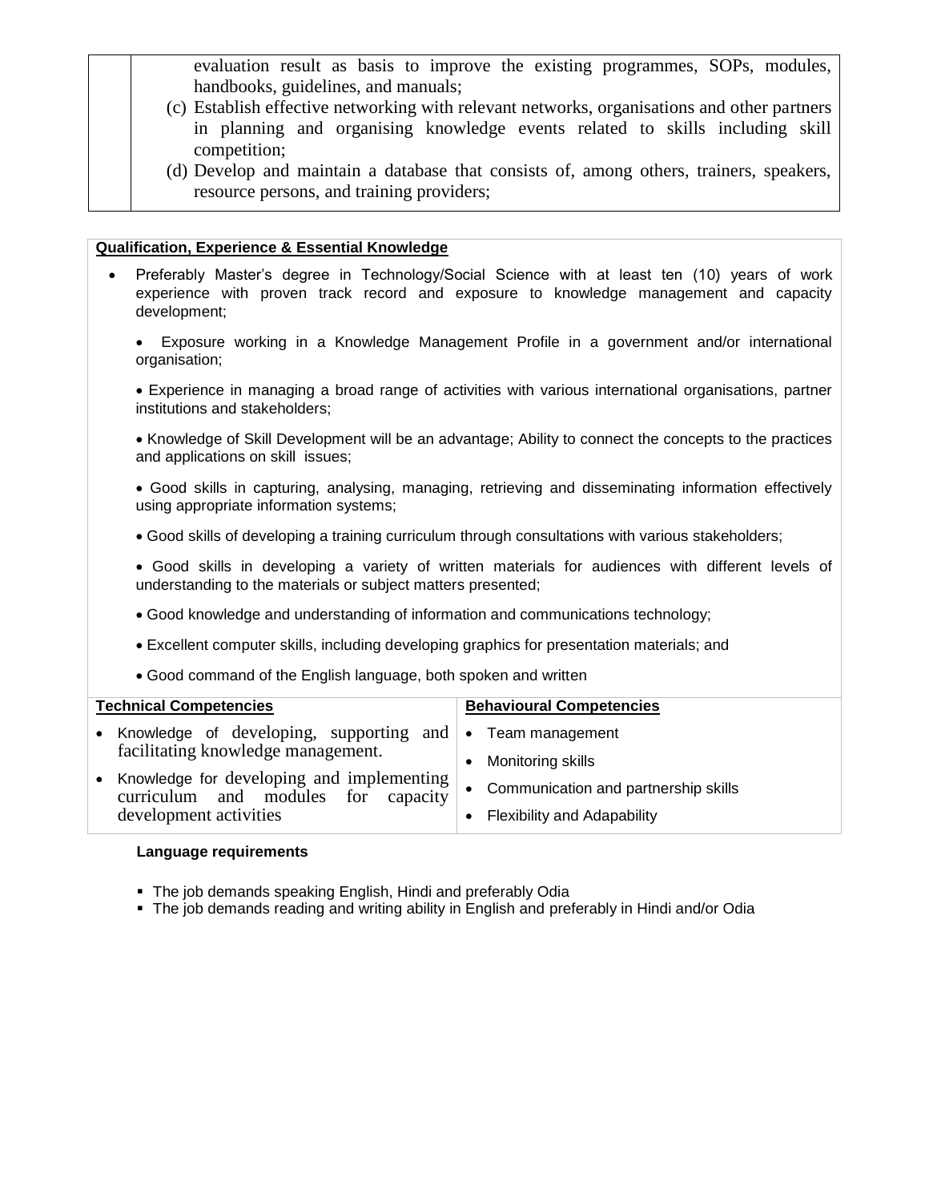| | |
|---|---|
| | evaluation result as basis to improve the existing programmes, SOPs, modules, handbooks, guidelines, and manuals;<br>(c) Establish effective networking with relevant networks, organisations and other partners in planning and organising knowledge events related to skills including skill competition;<br>(d) Develop and maintain a database that consists of, among others, trainers, speakers, resource persons, and training providers; |

**Qualification, Experience & Essential Knowledge**

- Preferably Master's degree in Technology/Social Science with at least ten (10) years of work experience with proven track record and exposure to knowledge management and capacity development;
- Exposure working in a Knowledge Management Profile in a government and/or international organisation;
- Experience in managing a broad range of activities with various international organisations, partner institutions and stakeholders;
- Knowledge of Skill Development will be an advantage; Ability to connect the concepts to the practices and applications on skill issues;
- Good skills in capturing, analysing, managing, retrieving and disseminating information effectively using appropriate information systems;
- Good skills of developing a training curriculum through consultations with various stakeholders;
- Good skills in developing a variety of written materials for audiences with different levels of understanding to the materials or subject matters presented;
- Good knowledge and understanding of information and communications technology;
- Excellent computer skills, including developing graphics for presentation materials; and
- Good command of the English language, both spoken and written

| **Technical Competencies** | **Behavioural Competencies** |
|---|---|
| • Knowledge of developing, supporting and facilitating knowledge management.<br>• Knowledge for developing and implementing curriculum and modules for capacity development activities | • Team management<br>• Monitoring skills<br>• Communication and partnership skills<br>• Flexibility and Adapability |

**Language requirements**

- The job demands speaking English, Hindi and preferably Odia
- The job demands reading and writing ability in English and preferably in Hindi and/or Odia